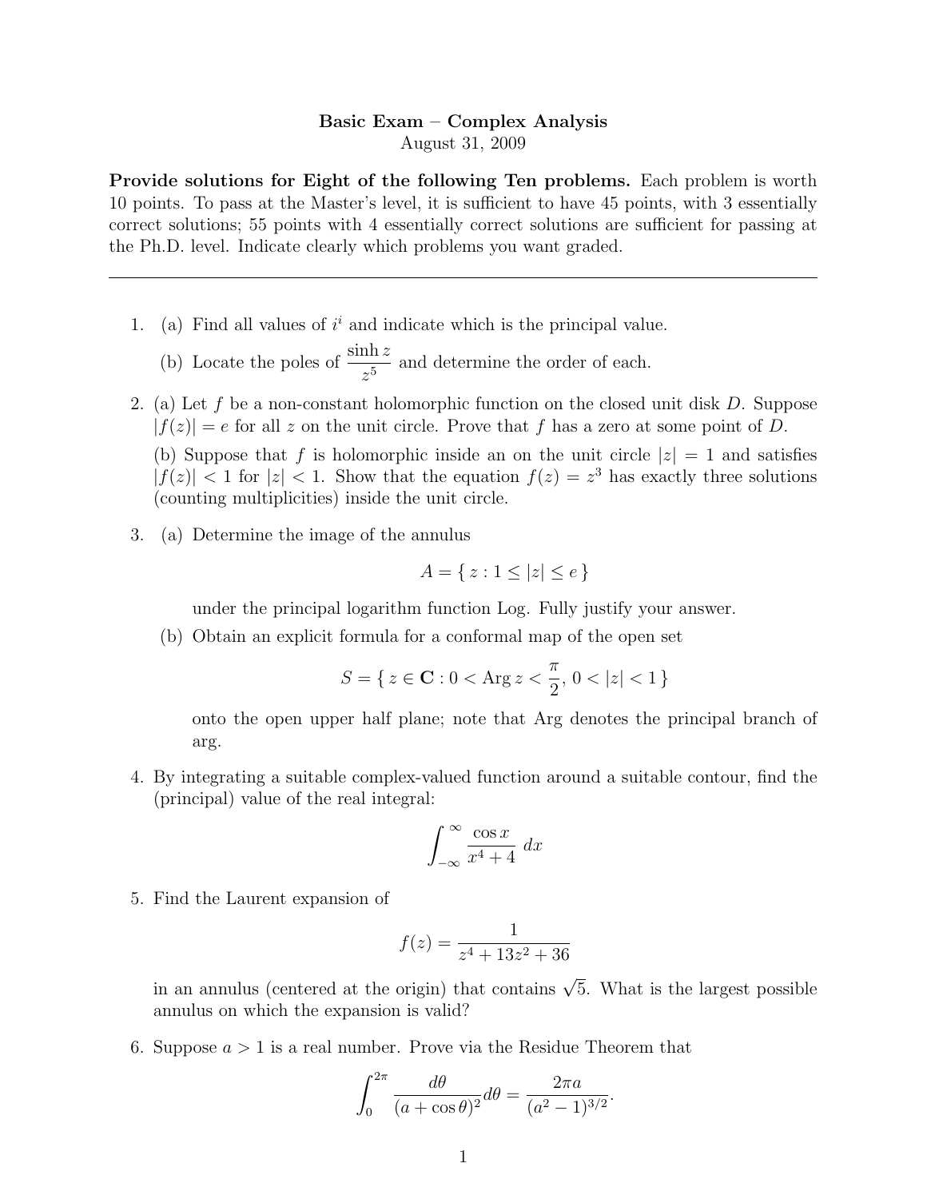**Basic Exam – Complex Analysis**
August 31, 2009

**Provide solutions for Eight of the following Ten problems.** Each problem is worth 10 points. To pass at the Master's level, it is sufficient to have 45 points, with 3 essentially correct solutions; 55 points with 4 essentially correct solutions are sufficient for passing at the Ph.D. level. Indicate clearly which problems you want graded.

---

1. (a) Find all values of $i^i$ and indicate which is the principal value.

   (b) Locate the poles of $\dfrac{\sinh z}{z^5}$ and determine the order of each.

2. (a) Let $f$ be a non-constant holomorphic function on the closed unit disk $D$. Suppose $|f(z)| = e$ for all $z$ on the unit circle. Prove that $f$ has a zero at some point of $D$.

   (b) Suppose that $f$ is holomorphic inside an on the unit circle $|z| = 1$ and satisfies $|f(z)| < 1$ for $|z| < 1$. Show that the equation $f(z) = z^3$ has exactly three solutions (counting multiplicities) inside the unit circle.

3. (a) Determine the image of the annulus

   $$A = \{\, z : 1 \leq |z| \leq e \,\}$$

   under the principal logarithm function Log. Fully justify your answer.

   (b) Obtain an explicit formula for a conformal map of the open set

   $$S = \{\, z \in \mathbf{C} : 0 < \operatorname{Arg} z < \frac{\pi}{2},\ 0 < |z| < 1 \,\}$$

   onto the open upper half plane; note that Arg denotes the principal branch of arg.

4. By integrating a suitable complex-valued function around a suitable contour, find the (principal) value of the real integral:

   $$\int_{-\infty}^{\infty} \frac{\cos x}{x^4 + 4}\, dx$$

5. Find the Laurent expansion of

   $$f(z) = \frac{1}{z^4 + 13z^2 + 36}$$

   in an annulus (centered at the origin) that contains $\sqrt{5}$. What is the largest possible annulus on which the expansion is valid?

6. Suppose $a > 1$ is a real number. Prove via the Residue Theorem that

   $$\int_0^{2\pi} \frac{d\theta}{(a + \cos\theta)^2} d\theta = \frac{2\pi a}{(a^2 - 1)^{3/2}}.$$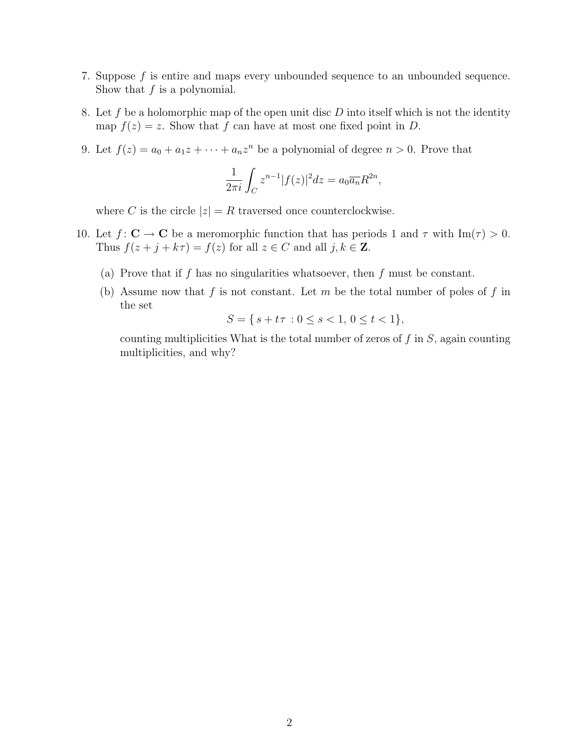7. Suppose $f$ is entire and maps every unbounded sequence to an unbounded sequence. Show that $f$ is a polynomial.

8. Let $f$ be a holomorphic map of the open unit disc $D$ into itself which is not the identity map $f(z) = z$. Show that $f$ can have at most one fixed point in $D$.

9. Let $f(z) = a_0 + a_1 z + \cdots + a_n z^n$ be a polynomial of degree $n > 0$. Prove that

$$\frac{1}{2\pi i} \int_C z^{n-1} |f(z)|^2 dz = a_0 \overline{a_n} R^{2n},$$

where $C$ is the circle $|z| = R$ traversed once counterclockwise.

10. Let $f \colon \mathbf{C} \to \mathbf{C}$ be a meromorphic function that has periods 1 and $\tau$ with $\mathrm{Im}(\tau) > 0$. Thus $f(z + j + k\tau) = f(z)$ for all $z \in C$ and all $j, k \in \mathbf{Z}$.

    (a) Prove that if $f$ has no singularities whatsoever, then $f$ must be constant.

    (b) Assume now that $f$ is not constant. Let $m$ be the total number of poles of $f$ in the set

    $$S = \{\, s + t\tau \ : 0 \le s < 1, \, 0 \le t < 1\},$$

    counting multiplicities What is the total number of zeros of $f$ in $S$, again counting multiplicities, and why?